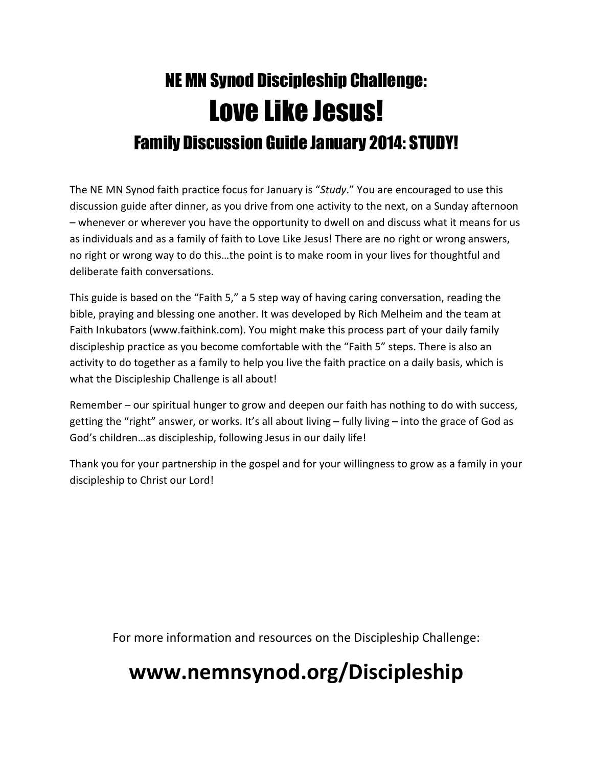# NE MN Synod Discipleship Challenge:

# Love Like Jesus!

## Family Discussion Guide January 2014: STUDY!

The NE MN Synod faith practice focus for January is "*Study*." You are encouraged to use this discussion guide after dinner, as you drive from one activity to the next, on a Sunday afternoon – whenever or wherever you have the opportunity to dwell on and discuss what it means for us as individuals and as a family of faith to Love Like Jesus! There are no right or wrong answers, no right or wrong way to do this…the point is to make room in your lives for thoughtful and deliberate faith conversations.

This guide is based on the "Faith 5," a 5 step way of having caring conversation, reading the bible, praying and blessing one another. It was developed by Rich Melheim and the team at Faith Inkubators (www.faithink.com). You might make this process part of your daily family discipleship practice as you become comfortable with the "Faith 5" steps. There is also an activity to do together as a family to help you live the faith practice on a daily basis, which is what the Discipleship Challenge is all about!

Remember – our spiritual hunger to grow and deepen our faith has nothing to do with success, getting the "right" answer, or works. It's all about living – fully living – into the grace of God as God's children…as discipleship, following Jesus in our daily life!

Thank you for your partnership in the gospel and for your willingness to grow as a family in your discipleship to Christ our Lord!

For more information and resources on the Discipleship Challenge:

**www.nemnsynod.org/Discipleship**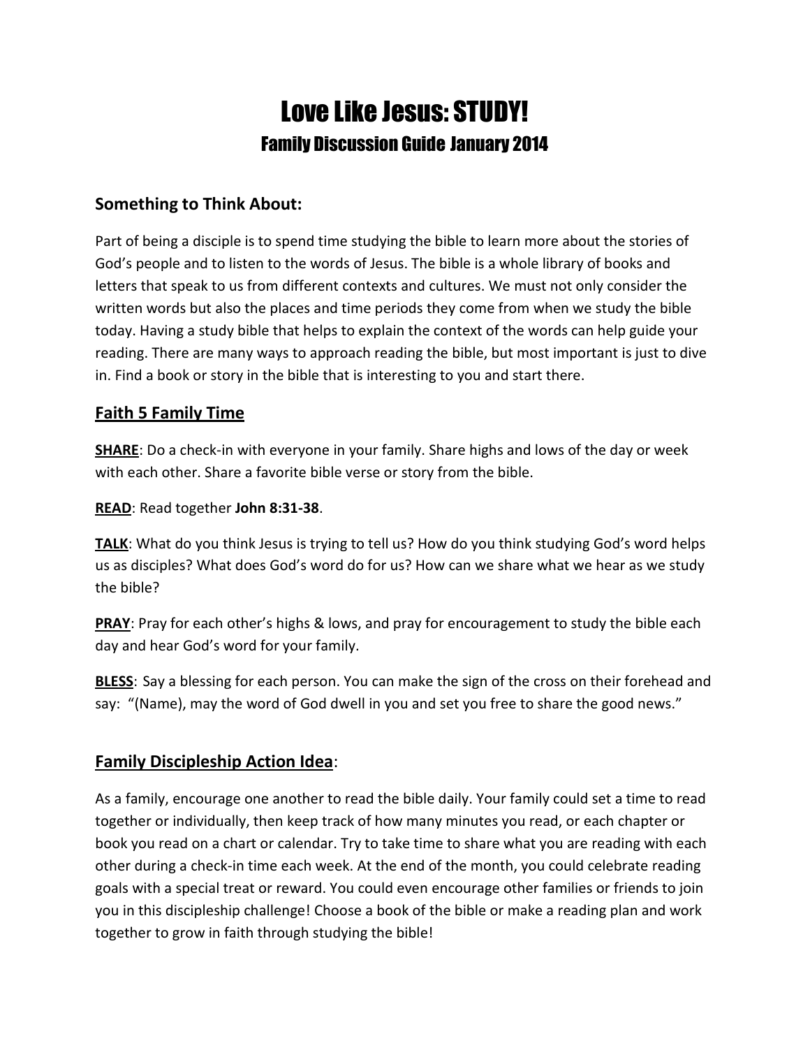# Love Like Jesus: STUDY!

## Family Discussion Guide January 2014

### Something to Think About:

Part of being a disciple is to spend time studying the bible to learn more about the stories of God's people and to listen to the words of Jesus. The bible is a whole library of books and letters that speak to us from different contexts and cultures. We must not only consider the written words but also the places and time periods they come from when we study the bible today. Having a study bible that helps to explain the context of the words can help guide your reading. There are many ways to approach reading the bible, but most important is just to dive in. Find a book or story in the bible that is interesting to you and start there.

### Faith 5 Family Time

**SHARE**: Do a check-in with everyone in your family. Share highs and lows of the day or week with each other. Share a favorite bible verse or story from the bible.

**READ**: Read together **John 8:31-38**.

**TALK**: What do you think Jesus is trying to tell us? How do you think studying God's word helps us as disciples? What does God's word do for us? How can we share what we hear as we study the bible?

**PRAY**: Pray for each other's highs & lows, and pray for encouragement to study the bible each day and hear God's word for your family.

**BLESS**: Say a blessing for each person. You can make the sign of the cross on their forehead and say: "(Name), may the word of God dwell in you and set you free to share the good news."

### Family Discipleship Action Idea:

As a family, encourage one another to read the bible daily. Your family could set a time to read together or individually, then keep track of how many minutes you read, or each chapter or book you read on a chart or calendar. Try to take time to share what you are reading with each other during a check-in time each week. At the end of the month, you could celebrate reading goals with a special treat or reward. You could even encourage other families or friends to join you in this discipleship challenge! Choose a book of the bible or make a reading plan and work together to grow in faith through studying the bible!